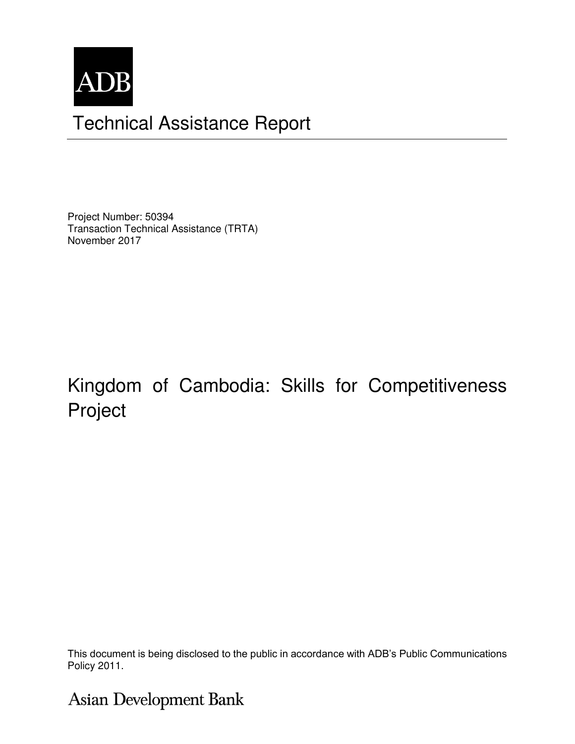ADB

# Technical Assistance Report

Project Number: 50394
Transaction Technical Assistance (TRTA)
November 2017

# Kingdom of Cambodia: Skills for Competitiveness Project

This document is being disclosed to the public in accordance with ADB's Public Communications Policy 2011.

Asian Development Bank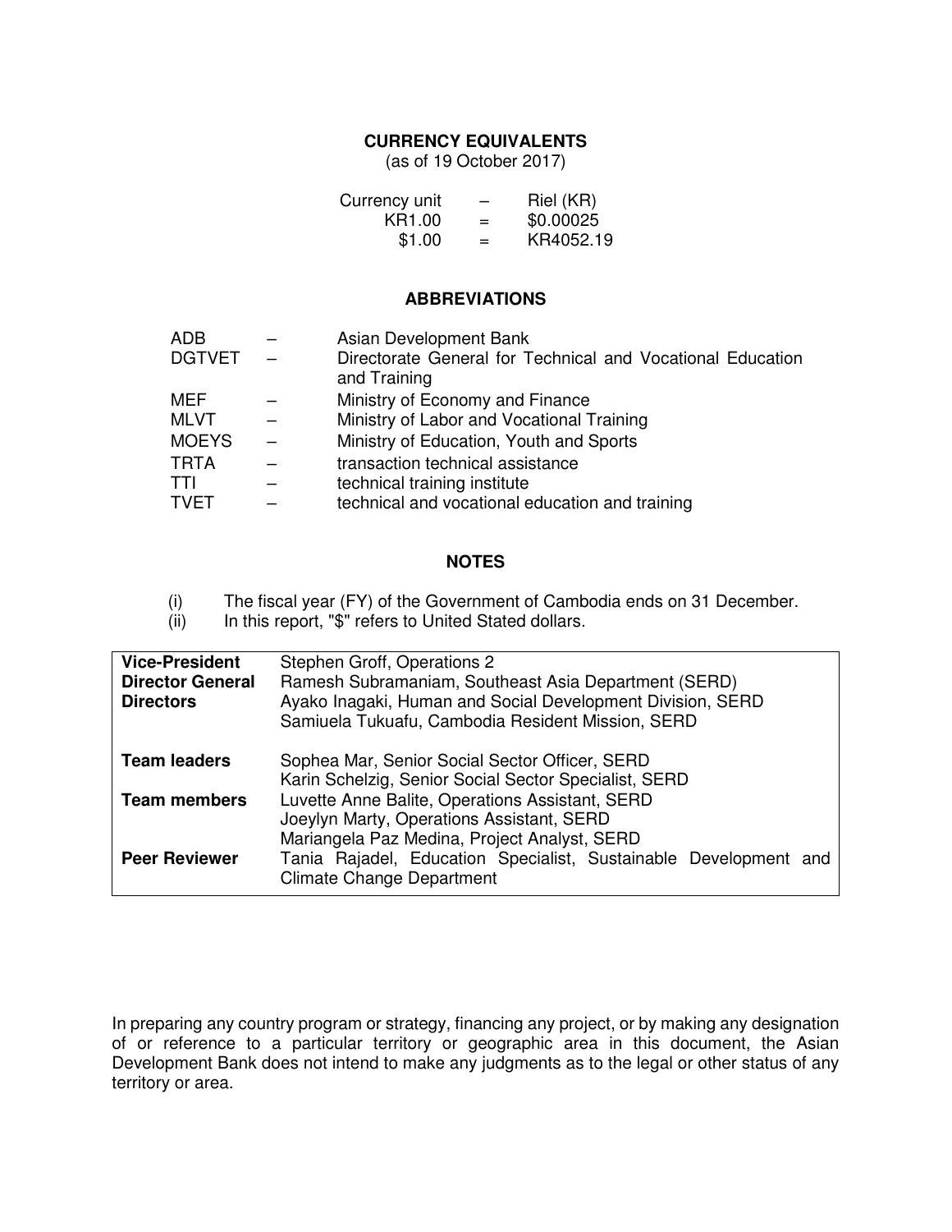## CURRENCY EQUIVALENTS

(as of 19 October 2017)

| | | |
|---|---|---|
| Currency unit | – | Riel (KR) |
| KR1.00 | = | $0.00025 |
| $1.00 | = | KR4052.19 |

## ABBREVIATIONS

| | | |
|---|---|---|
| ADB | – | Asian Development Bank |
| DGTVET | – | Directorate General for Technical and Vocational Education and Training |
| MEF | – | Ministry of Economy and Finance |
| MLVT | – | Ministry of Labor and Vocational Training |
| MOEYS | – | Ministry of Education, Youth and Sports |
| TRTA | – | transaction technical assistance |
| TTI | – | technical training institute |
| TVET | – | technical and vocational education and training |

## NOTES

(i) The fiscal year (FY) of the Government of Cambodia ends on 31 December.
(ii) In this report, "$" refers to United Stated dollars.

| | |
|---|---|
| **Vice-President** | Stephen Groff, Operations 2 |
| **Director General** | Ramesh Subramaniam, Southeast Asia Department (SERD) |
| **Directors** | Ayako Inagaki, Human and Social Development Division, SERD<br>Samiuela Tukuafu, Cambodia Resident Mission, SERD |
| **Team leaders** | Sophea Mar, Senior Social Sector Officer, SERD<br>Karin Schelzig, Senior Social Sector Specialist, SERD |
| **Team members** | Luvette Anne Balite, Operations Assistant, SERD<br>Joeylyn Marty, Operations Assistant, SERD<br>Mariangela Paz Medina, Project Analyst, SERD |
| **Peer Reviewer** | Tania Rajadel, Education Specialist, Sustainable Development and Climate Change Department |

In preparing any country program or strategy, financing any project, or by making any designation of or reference to a particular territory or geographic area in this document, the Asian Development Bank does not intend to make any judgments as to the legal or other status of any territory or area.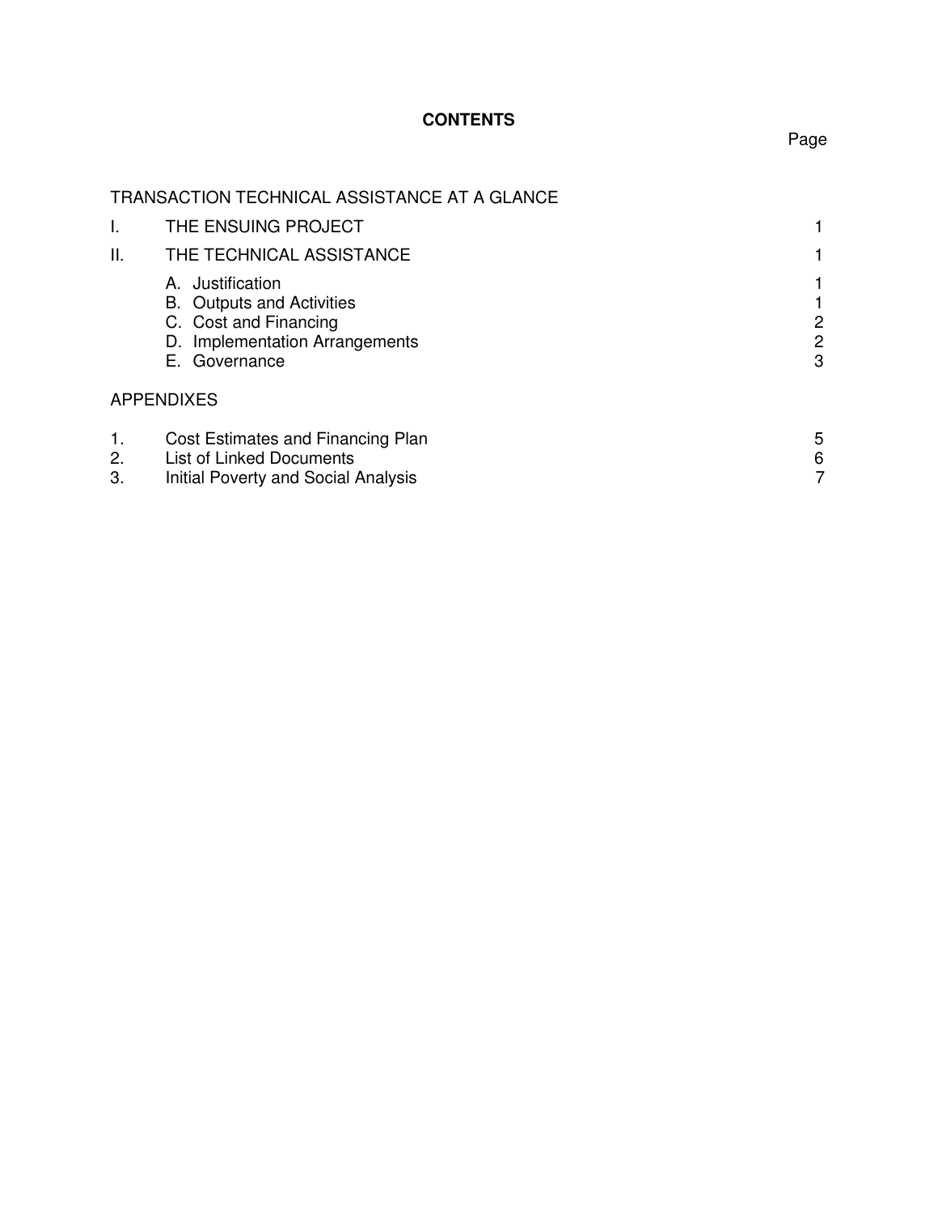# CONTENTS

| | | Page |
|---|---|---|
| TRANSACTION TECHNICAL ASSISTANCE AT A GLANCE | | |
| I. | THE ENSUING PROJECT | 1 |
| II. | THE TECHNICAL ASSISTANCE | 1 |
| | A. Justification | 1 |
| | B. Outputs and Activities | 1 |
| | C. Cost and Financing | 2 |
| | D. Implementation Arrangements | 2 |
| | E. Governance | 3 |
| APPENDIXES | | |
| 1. | Cost Estimates and Financing Plan | 5 |
| 2. | List of Linked Documents | 6 |
| 3. | Initial Poverty and Social Analysis | 7 |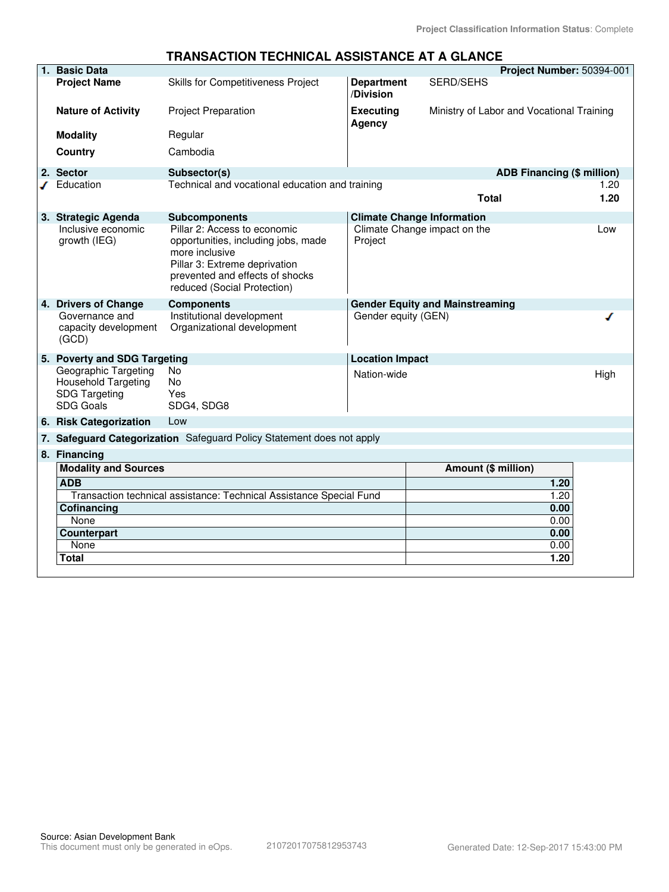Project Classification Information Status: Complete

# TRANSACTION TECHNICAL ASSISTANCE AT A GLANCE

| 1. Basic Data | | | Project Number: 50394-001 |
|---|---|---|---|
| Project Name | Skills for Competitiveness Project | Department /Division | SERD/SEHS |
| Nature of Activity | Project Preparation | Executing Agency | Ministry of Labor and Vocational Training |
| Modality | Regular | | |
| Country | Cambodia | | |

| 2. Sector | Subsector(s) | ADB Financing ($ million) |
|---|---|---|
| ✓ Education | Technical and vocational education and training | 1.20 |
| | Total | 1.20 |

| 3. Strategic Agenda | Subcomponents | Climate Change Information | |
|---|---|---|---|
| Inclusive economic growth (IEG) | Pillar 2: Access to economic opportunities, including jobs, made more inclusive<br>Pillar 3: Extreme deprivation prevented and effects of shocks reduced (Social Protection) | Climate Change impact on the Project | Low |

| 4. Drivers of Change | Components | Gender Equity and Mainstreaming | |
|---|---|---|---|
| Governance and capacity development (GCD) | Institutional development<br>Organizational development | Gender equity (GEN) | ✓ |

| 5. Poverty and SDG Targeting | | Location Impact | |
|---|---|---|---|
| Geographic Targeting | No | Nation-wide | High |
| Household Targeting | No | | |
| SDG Targeting | Yes | | |
| SDG Goals | SDG4, SDG8 | | |

**6. Risk Categorization** Low

**7. Safeguard Categorization** Safeguard Policy Statement does not apply

**8. Financing**

| Modality and Sources | Amount ($ million) |
|---|---|
| **ADB** | **1.20** |
| Transaction technical assistance: Technical Assistance Special Fund | 1.20 |
| **Cofinancing** | **0.00** |
| None | 0.00 |
| **Counterpart** | **0.00** |
| None | 0.00 |
| **Total** | **1.20** |

Source: Asian Development Bank
This document must only be generated in eOps. 21072017075812953743 Generated Date: 12-Sep-2017 15:43:00 PM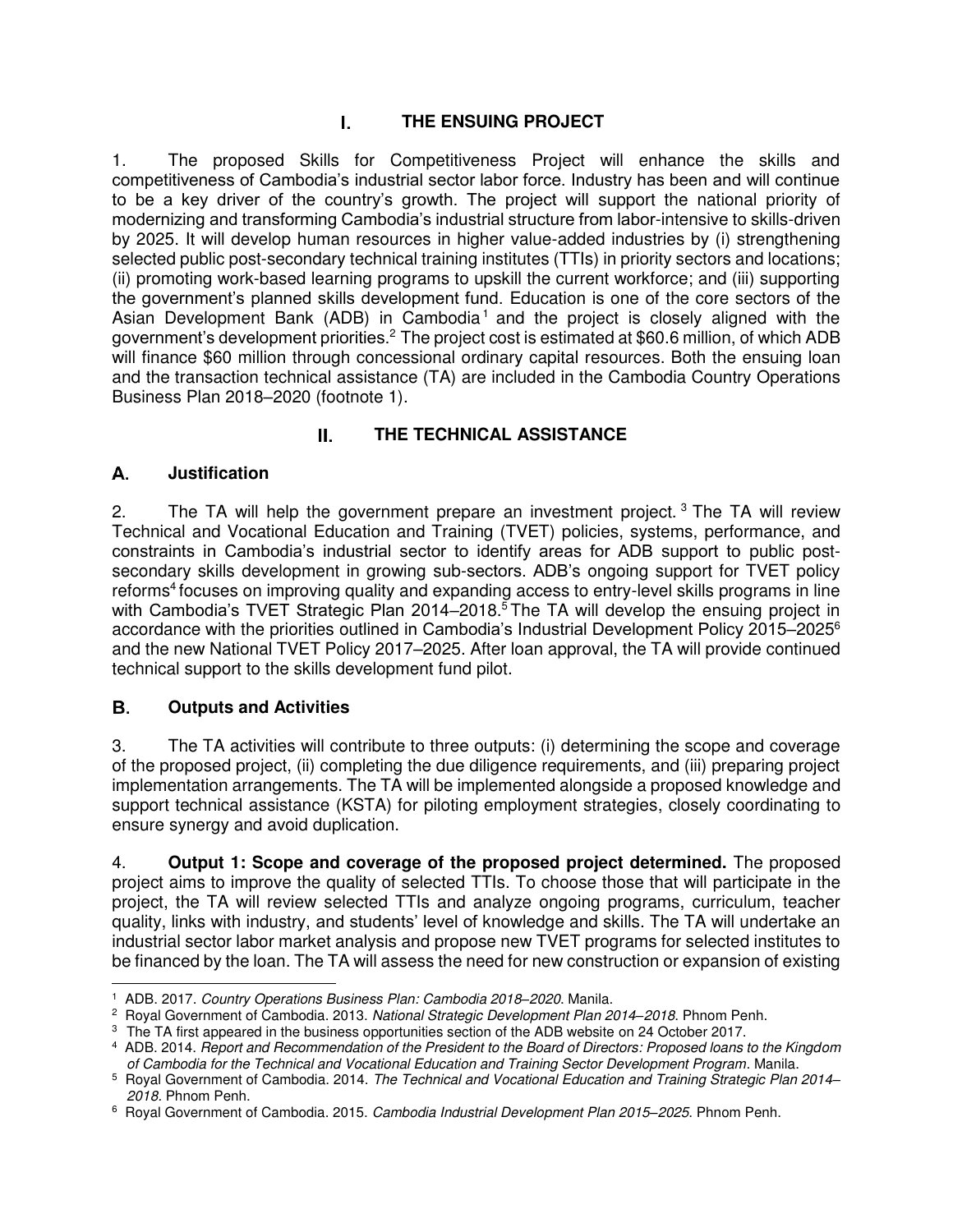# I. THE ENSUING PROJECT

1. The proposed Skills for Competitiveness Project will enhance the skills and competitiveness of Cambodia's industrial sector labor force. Industry has been and will continue to be a key driver of the country's growth. The project will support the national priority of modernizing and transforming Cambodia's industrial structure from labor-intensive to skills-driven by 2025. It will develop human resources in higher value-added industries by (i) strengthening selected public post-secondary technical training institutes (TTIs) in priority sectors and locations; (ii) promoting work-based learning programs to upskill the current workforce; and (iii) supporting the government's planned skills development fund. Education is one of the core sectors of the Asian Development Bank (ADB) in Cambodia[1] and the project is closely aligned with the government's development priorities.[2] The project cost is estimated at $60.6 million, of which ADB will finance $60 million through concessional ordinary capital resources. Both the ensuing loan and the transaction technical assistance (TA) are included in the Cambodia Country Operations Business Plan 2018–2020 (footnote 1).

# II. THE TECHNICAL ASSISTANCE

## A. Justification

2. The TA will help the government prepare an investment project.[3] The TA will review Technical and Vocational Education and Training (TVET) policies, systems, performance, and constraints in Cambodia's industrial sector to identify areas for ADB support to public post-secondary skills development in growing sub-sectors. ADB's ongoing support for TVET policy reforms[4] focuses on improving quality and expanding access to entry-level skills programs in line with Cambodia's TVET Strategic Plan 2014–2018.[5] The TA will develop the ensuing project in accordance with the priorities outlined in Cambodia's Industrial Development Policy 2015–2025[6] and the new National TVET Policy 2017–2025. After loan approval, the TA will provide continued technical support to the skills development fund pilot.

## B. Outputs and Activities

3. The TA activities will contribute to three outputs: (i) determining the scope and coverage of the proposed project, (ii) completing the due diligence requirements, and (iii) preparing project implementation arrangements. The TA will be implemented alongside a proposed knowledge and support technical assistance (KSTA) for piloting employment strategies, closely coordinating to ensure synergy and avoid duplication.

4. **Output 1: Scope and coverage of the proposed project determined.** The proposed project aims to improve the quality of selected TTIs. To choose those that will participate in the project, the TA will review selected TTIs and analyze ongoing programs, curriculum, teacher quality, links with industry, and students' level of knowledge and skills. The TA will undertake an industrial sector labor market analysis and propose new TVET programs for selected institutes to be financed by the loan. The TA will assess the need for new construction or expansion of existing

---

[1] ADB. 2017. *Country Operations Business Plan: Cambodia 2018–2020*. Manila.

[2] Royal Government of Cambodia. 2013. *National Strategic Development Plan 2014–2018*. Phnom Penh.

[3] The TA first appeared in the business opportunities section of the ADB website on 24 October 2017.

[4] ADB. 2014. *Report and Recommendation of the President to the Board of Directors: Proposed loans to the Kingdom of Cambodia for the Technical and Vocational Education and Training Sector Development Program*. Manila.

[5] Royal Government of Cambodia. 2014. *The Technical and Vocational Education and Training Strategic Plan 2014–2018*. Phnom Penh.

[6] Royal Government of Cambodia. 2015. *Cambodia Industrial Development Plan 2015–2025*. Phnom Penh.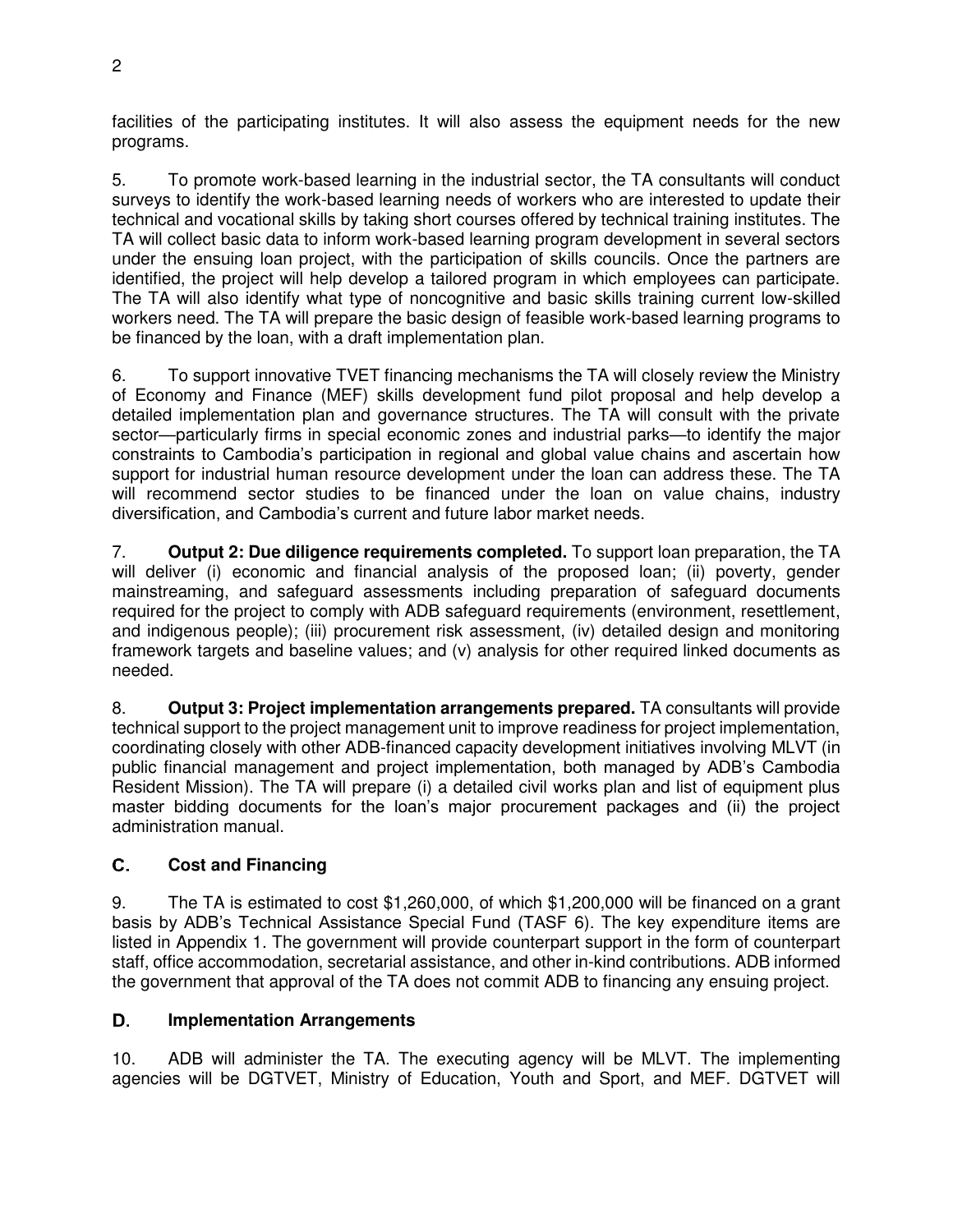facilities of the participating institutes. It will also assess the equipment needs for the new programs.

5. To promote work-based learning in the industrial sector, the TA consultants will conduct surveys to identify the work-based learning needs of workers who are interested to update their technical and vocational skills by taking short courses offered by technical training institutes. The TA will collect basic data to inform work-based learning program development in several sectors under the ensuing loan project, with the participation of skills councils. Once the partners are identified, the project will help develop a tailored program in which employees can participate. The TA will also identify what type of noncognitive and basic skills training current low-skilled workers need. The TA will prepare the basic design of feasible work-based learning programs to be financed by the loan, with a draft implementation plan.

6. To support innovative TVET financing mechanisms the TA will closely review the Ministry of Economy and Finance (MEF) skills development fund pilot proposal and help develop a detailed implementation plan and governance structures. The TA will consult with the private sector—particularly firms in special economic zones and industrial parks—to identify the major constraints to Cambodia's participation in regional and global value chains and ascertain how support for industrial human resource development under the loan can address these. The TA will recommend sector studies to be financed under the loan on value chains, industry diversification, and Cambodia's current and future labor market needs.

7. **Output 2: Due diligence requirements completed.** To support loan preparation, the TA will deliver (i) economic and financial analysis of the proposed loan; (ii) poverty, gender mainstreaming, and safeguard assessments including preparation of safeguard documents required for the project to comply with ADB safeguard requirements (environment, resettlement, and indigenous people); (iii) procurement risk assessment, (iv) detailed design and monitoring framework targets and baseline values; and (v) analysis for other required linked documents as needed.

8. **Output 3: Project implementation arrangements prepared.** TA consultants will provide technical support to the project management unit to improve readiness for project implementation, coordinating closely with other ADB-financed capacity development initiatives involving MLVT (in public financial management and project implementation, both managed by ADB's Cambodia Resident Mission). The TA will prepare (i) a detailed civil works plan and list of equipment plus master bidding documents for the loan's major procurement packages and (ii) the project administration manual.

## C. Cost and Financing

9. The TA is estimated to cost $1,260,000, of which $1,200,000 will be financed on a grant basis by ADB's Technical Assistance Special Fund (TASF 6). The key expenditure items are listed in Appendix 1. The government will provide counterpart support in the form of counterpart staff, office accommodation, secretarial assistance, and other in-kind contributions. ADB informed the government that approval of the TA does not commit ADB to financing any ensuing project.

## D. Implementation Arrangements

10. ADB will administer the TA. The executing agency will be MLVT. The implementing agencies will be DGTVET, Ministry of Education, Youth and Sport, and MEF. DGTVET will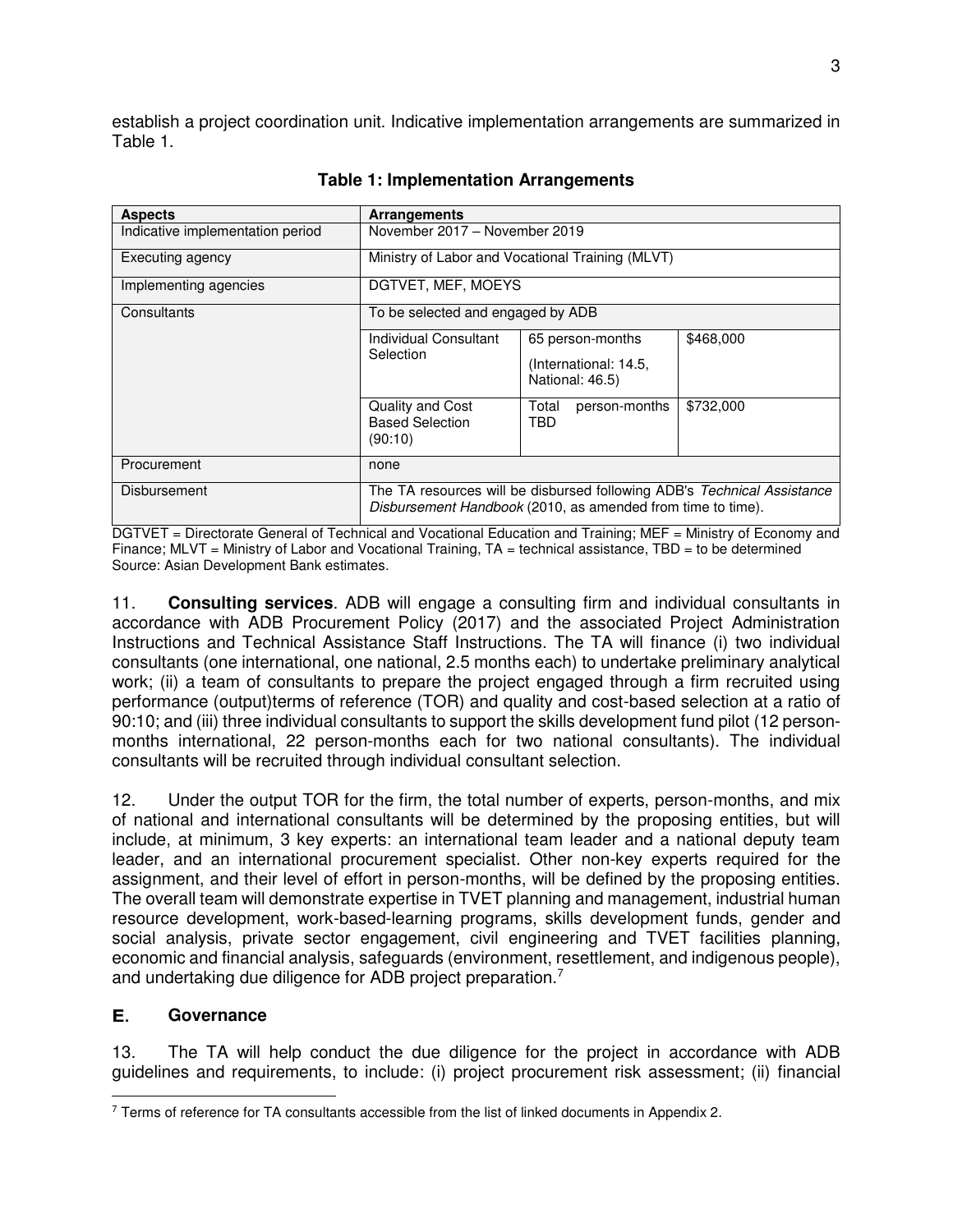establish a project coordination unit. Indicative implementation arrangements are summarized in Table 1.

**Table 1: Implementation Arrangements**

| Aspects | Arrangements | | |
|---|---|---|---|
| Indicative implementation period | November 2017 – November 2019 | | |
| Executing agency | Ministry of Labor and Vocational Training (MLVT) | | |
| Implementing agencies | DGTVET, MEF, MOEYS | | |
| Consultants | To be selected and engaged by ADB | | |
| | Individual Consultant Selection | 65 person-months (International: 14.5, National: 46.5) | $468,000 |
| | Quality and Cost Based Selection (90:10) | Total person-months TBD | $732,000 |
| Procurement | none | | |
| Disbursement | The TA resources will be disbursed following ADB's *Technical Assistance Disbursement Handbook* (2010, as amended from time to time). | | |

DGTVET = Directorate General of Technical and Vocational Education and Training; MEF = Ministry of Economy and Finance; MLVT = Ministry of Labor and Vocational Training, TA = technical assistance, TBD = to be determined
Source: Asian Development Bank estimates.

11. **Consulting services**. ADB will engage a consulting firm and individual consultants in accordance with ADB Procurement Policy (2017) and the associated Project Administration Instructions and Technical Assistance Staff Instructions. The TA will finance (i) two individual consultants (one international, one national, 2.5 months each) to undertake preliminary analytical work; (ii) a team of consultants to prepare the project engaged through a firm recruited using performance (output)terms of reference (TOR) and quality and cost-based selection at a ratio of 90:10; and (iii) three individual consultants to support the skills development fund pilot (12 person-months international, 22 person-months each for two national consultants). The individual consultants will be recruited through individual consultant selection.

12. Under the output TOR for the firm, the total number of experts, person-months, and mix of national and international consultants will be determined by the proposing entities, but will include, at minimum, 3 key experts: an international team leader and a national deputy team leader, and an international procurement specialist. Other non-key experts required for the assignment, and their level of effort in person-months, will be defined by the proposing entities. The overall team will demonstrate expertise in TVET planning and management, industrial human resource development, work-based-learning programs, skills development funds, gender and social analysis, private sector engagement, civil engineering and TVET facilities planning, economic and financial analysis, safeguards (environment, resettlement, and indigenous people), and undertaking due diligence for ADB project preparation.[7]

## E. Governance

13. The TA will help conduct the due diligence for the project in accordance with ADB guidelines and requirements, to include: (i) project procurement risk assessment; (ii) financial

[7] Terms of reference for TA consultants accessible from the list of linked documents in Appendix 2.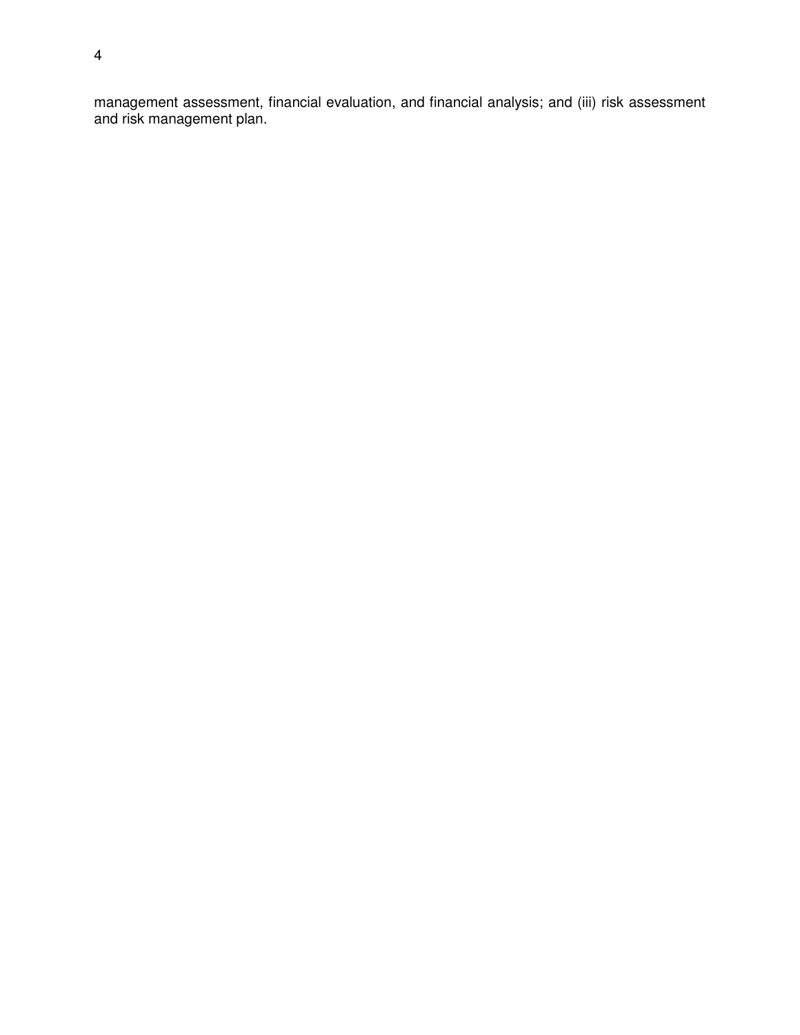management assessment, financial evaluation, and financial analysis; and (iii) risk assessment and risk management plan.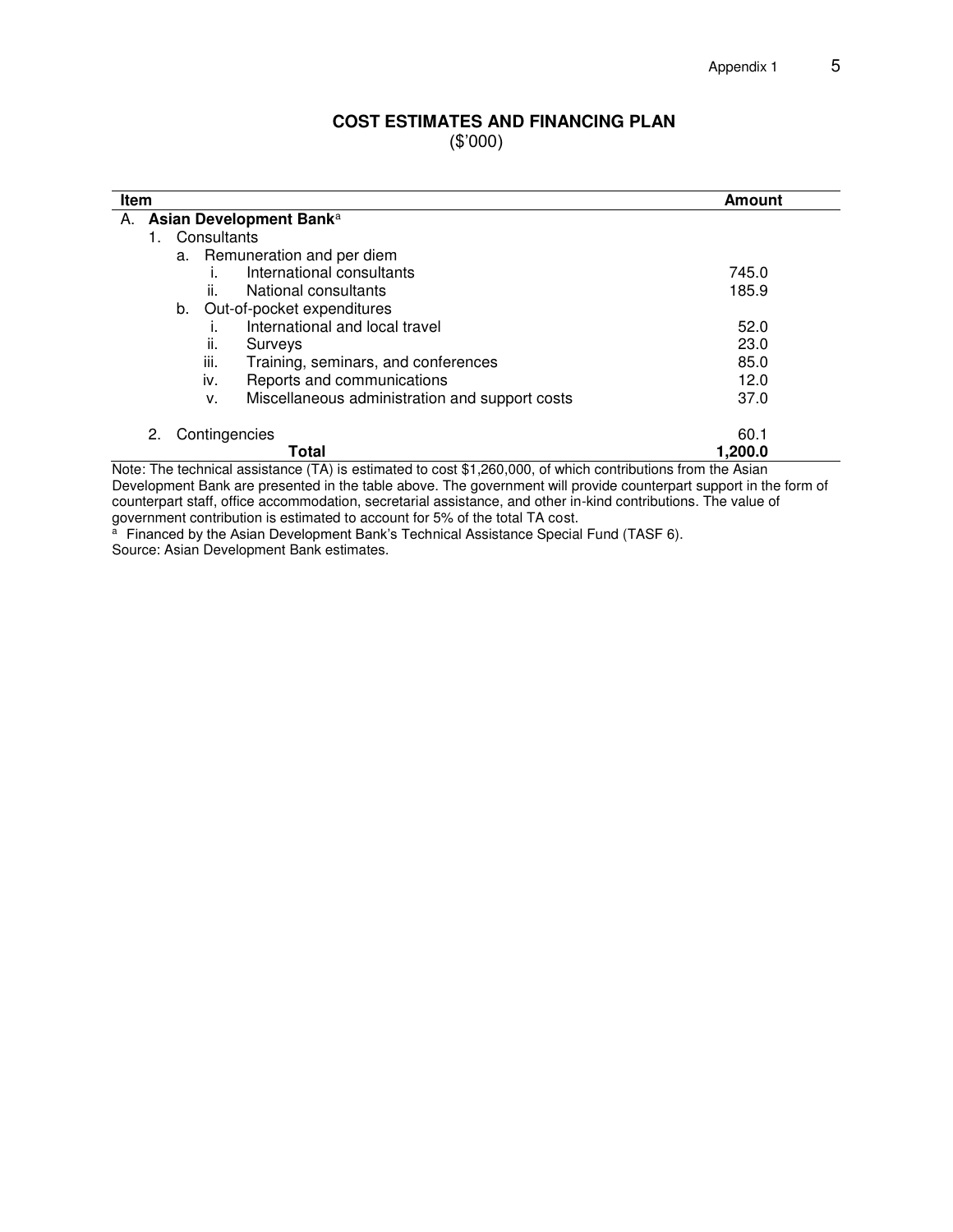## COST ESTIMATES AND FINANCING PLAN

($'000)

| Item | Amount |
|---|---|
| A. **Asian Development Bank**[a] | |
| 1. Consultants | |
| a. Remuneration and per diem | |
| i. International consultants | 745.0 |
| ii. National consultants | 185.9 |
| b. Out-of-pocket expenditures | |
| i. International and local travel | 52.0 |
| ii. Surveys | 23.0 |
| iii. Training, seminars, and conferences | 85.0 |
| iv. Reports and communications | 12.0 |
| v. Miscellaneous administration and support costs | 37.0 |
| 2. Contingencies | 60.1 |
| **Total** | **1,200.0** |

Note: The technical assistance (TA) is estimated to cost $1,260,000, of which contributions from the Asian Development Bank are presented in the table above. The government will provide counterpart support in the form of counterpart staff, office accommodation, secretarial assistance, and other in-kind contributions. The value of government contribution is estimated to account for 5% of the total TA cost.

[a] Financed by the Asian Development Bank's Technical Assistance Special Fund (TASF 6).

Source: Asian Development Bank estimates.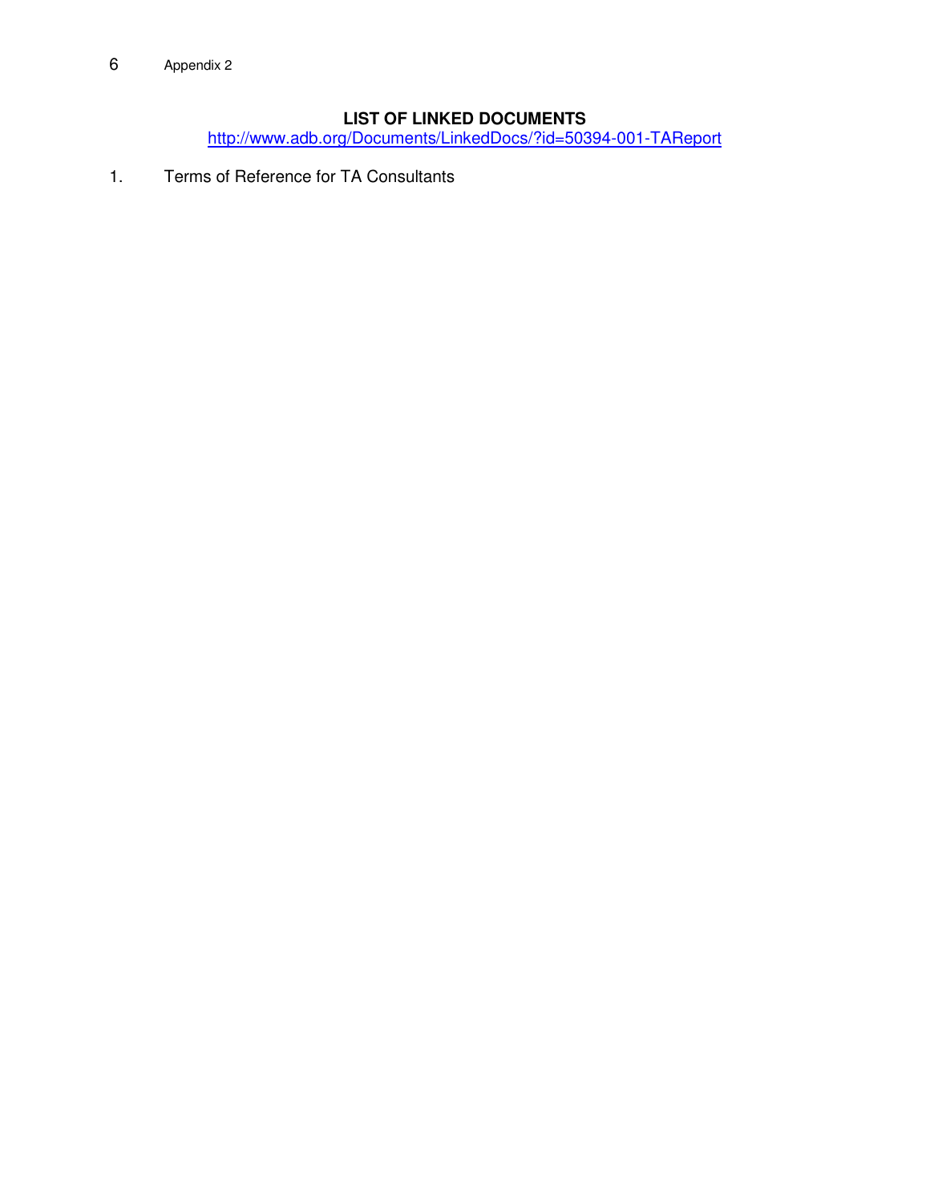## LIST OF LINKED DOCUMENTS

http://www.adb.org/Documents/LinkedDocs/?id=50394-001-TAReport

1. Terms of Reference for TA Consultants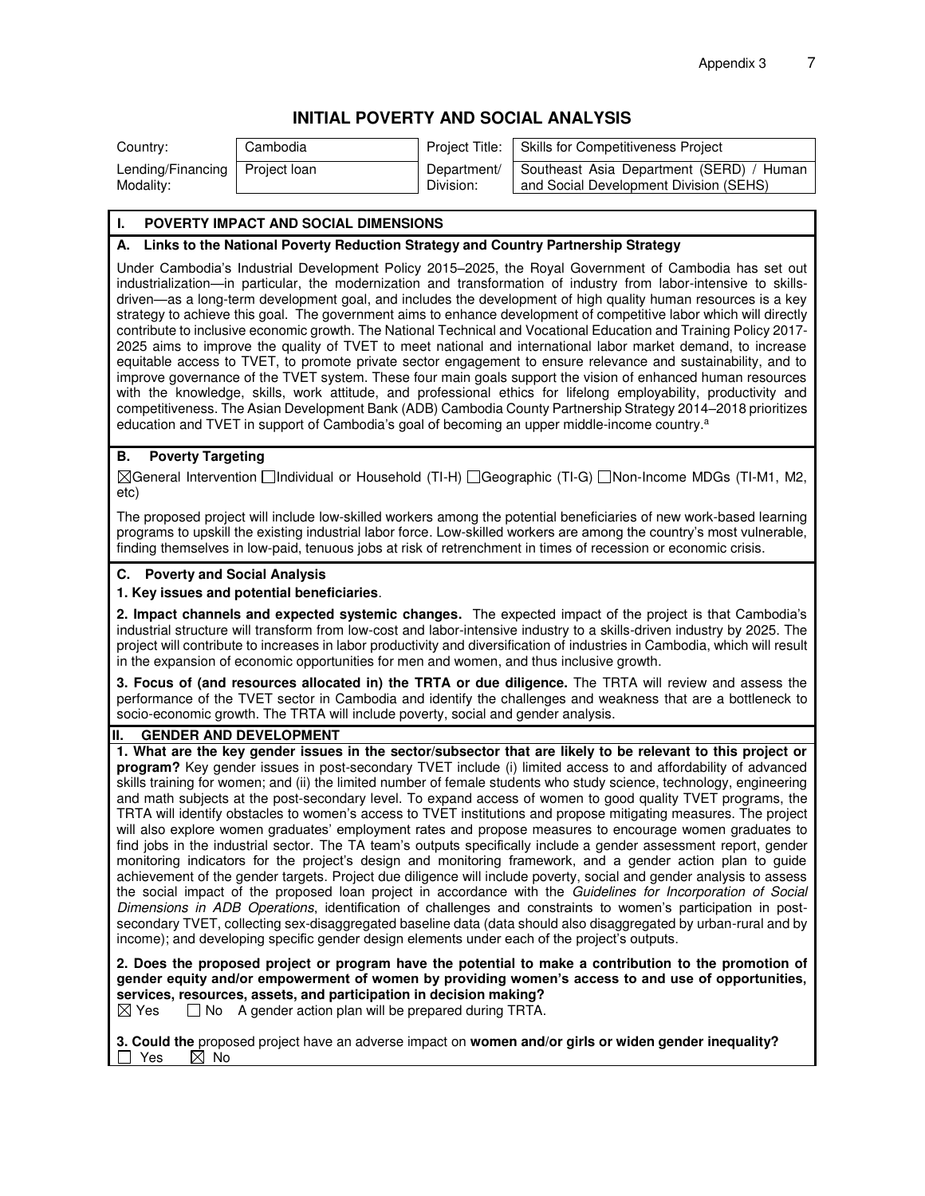# INITIAL POVERTY AND SOCIAL ANALYSIS

| Country: | Cambodia | Project Title: | Skills for Competitiveness Project |
|---|---|---|---|
| Lending/Financing Modality: | Project loan | Department/ Division: | Southeast Asia Department (SERD) / Human and Social Development Division (SEHS) |

## I. POVERTY IMPACT AND SOCIAL DIMENSIONS

### A. Links to the National Poverty Reduction Strategy and Country Partnership Strategy

Under Cambodia's Industrial Development Policy 2015–2025, the Royal Government of Cambodia has set out industrialization—in particular, the modernization and transformation of industry from labor-intensive to skills-driven—as a long-term development goal, and includes the development of high quality human resources is a key strategy to achieve this goal. The government aims to enhance development of competitive labor which will directly contribute to inclusive economic growth. The National Technical and Vocational Education and Training Policy 2017-2025 aims to improve the quality of TVET to meet national and international labor market demand, to increase equitable access to TVET, to promote private sector engagement to ensure relevance and sustainability, and to improve governance of the TVET system. These four main goals support the vision of enhanced human resources with the knowledge, skills, work attitude, and professional ethics for lifelong employability, productivity and competitiveness. The Asian Development Bank (ADB) Cambodia County Partnership Strategy 2014–2018 prioritizes education and TVET in support of Cambodia's goal of becoming an upper middle-income country.[a]

### B. Poverty Targeting

☒General Intervention ☐Individual or Household (TI-H) ☐Geographic (TI-G) ☐Non-Income MDGs (TI-M1, M2, etc)

The proposed project will include low-skilled workers among the potential beneficiaries of new work-based learning programs to upskill the existing industrial labor force. Low-skilled workers are among the country's most vulnerable, finding themselves in low-paid, tenuous jobs at risk of retrenchment in times of recession or economic crisis.

### C. Poverty and Social Analysis

**1. Key issues and potential beneficiaries**.

**2. Impact channels and expected systemic changes.** The expected impact of the project is that Cambodia's industrial structure will transform from low-cost and labor-intensive industry to a skills-driven industry by 2025. The project will contribute to increases in labor productivity and diversification of industries in Cambodia, which will result in the expansion of economic opportunities for men and women, and thus inclusive growth.

**3. Focus of (and resources allocated in) the TRTA or due diligence.** The TRTA will review and assess the performance of the TVET sector in Cambodia and identify the challenges and weakness that are a bottleneck to socio-economic growth. The TRTA will include poverty, social and gender analysis.

## II. GENDER AND DEVELOPMENT

**1. What are the key gender issues in the sector/subsector that are likely to be relevant to this project or program?** Key gender issues in post-secondary TVET include (i) limited access to and affordability of advanced skills training for women; and (ii) the limited number of female students who study science, technology, engineering and math subjects at the post-secondary level. To expand access of women to good quality TVET programs, the TRTA will identify obstacles to women's access to TVET institutions and propose mitigating measures. The project will also explore women graduates' employment rates and propose measures to encourage women graduates to find jobs in the industrial sector. The TA team's outputs specifically include a gender assessment report, gender monitoring indicators for the project's design and monitoring framework, and a gender action plan to guide achievement of the gender targets. Project due diligence will include poverty, social and gender analysis to assess the social impact of the proposed loan project in accordance with the *Guidelines for Incorporation of Social Dimensions in ADB Operations*, identification of challenges and constraints to women's participation in post-secondary TVET, collecting sex-disaggregated baseline data (data should also disaggregated by urban-rural and by income); and developing specific gender design elements under each of the project's outputs.

**2. Does the proposed project or program have the potential to make a contribution to the promotion of gender equity and/or empowerment of women by providing women's access to and use of opportunities, services, resources, assets, and participation in decision making?**
☒ Yes ☐ No A gender action plan will be prepared during TRTA.

**3. Could the** proposed project have an adverse impact on **women and/or girls or widen gender inequality?**
☐ Yes ☒ No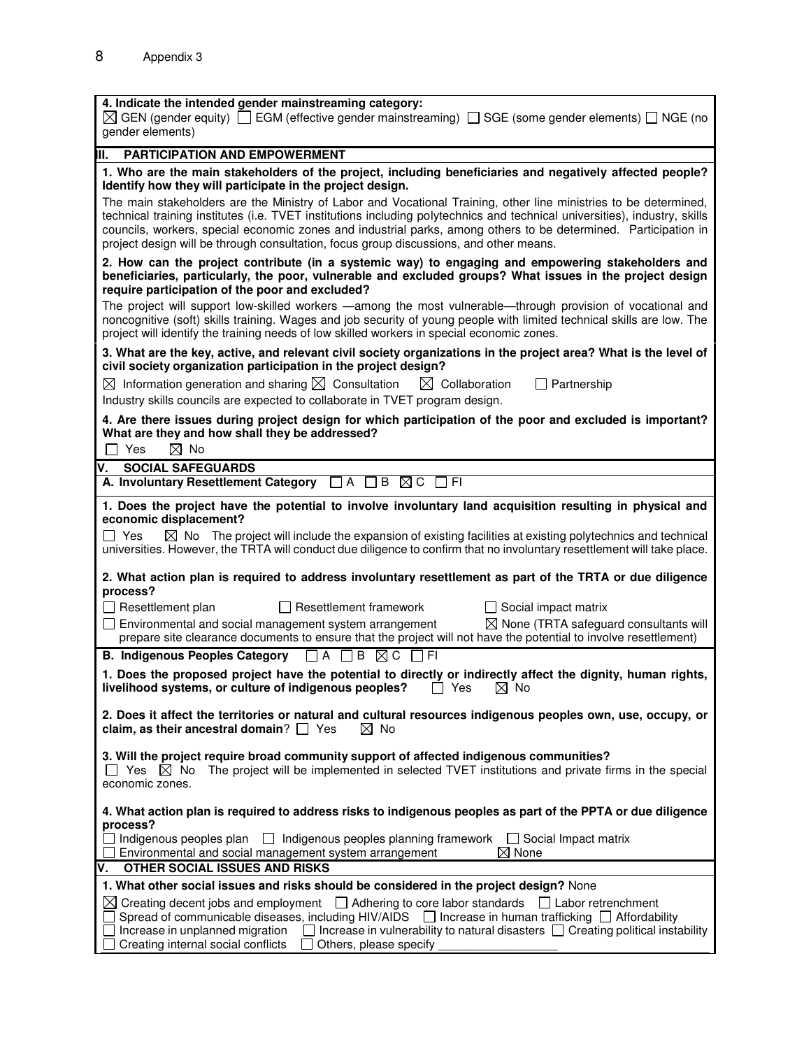**4. Indicate the intended gender mainstreaming category:**

☒ GEN (gender equity) ☐ EGM (effective gender mainstreaming) ☐ SGE (some gender elements) ☐ NGE (no gender elements)

## III. PARTICIPATION AND EMPOWERMENT

**1. Who are the main stakeholders of the project, including beneficiaries and negatively affected people? Identify how they will participate in the project design.**

The main stakeholders are the Ministry of Labor and Vocational Training, other line ministries to be determined, technical training institutes (i.e. TVET institutions including polytechnics and technical universities), industry, skills councils, workers, special economic zones and industrial parks, among others to be determined. Participation in project design will be through consultation, focus group discussions, and other means.

**2. How can the project contribute (in a systemic way) to engaging and empowering stakeholders and beneficiaries, particularly, the poor, vulnerable and excluded groups? What issues in the project design require participation of the poor and excluded?**

The project will support low-skilled workers —among the most vulnerable—through provision of vocational and noncognitive (soft) skills training. Wages and job security of young people with limited technical skills are low. The project will identify the training needs of low skilled workers in special economic zones.

**3. What are the key, active, and relevant civil society organizations in the project area? What is the level of civil society organization participation in the project design?**

☒ Information generation and sharing ☒ Consultation ☒ Collaboration ☐ Partnership

Industry skills councils are expected to collaborate in TVET program design.

**4. Are there issues during project design for which participation of the poor and excluded is important? What are they and how shall they be addressed?**

☐ Yes ☒ No

## V. SOCIAL SAFEGUARDS

**A. Involuntary Resettlement Category** ☐ A ☐ B ☒ C ☐ FI

**1. Does the project have the potential to involve involuntary land acquisition resulting in physical and economic displacement?**

☐ Yes ☒ No The project will include the expansion of existing facilities at existing polytechnics and technical universities. However, the TRTA will conduct due diligence to confirm that no involuntary resettlement will take place.

**2. What action plan is required to address involuntary resettlement as part of the TRTA or due diligence process?**

☐ Resettlement plan ☐ Resettlement framework ☐ Social impact matrix

☐ Environmental and social management system arrangement ☒ None (TRTA safeguard consultants will prepare site clearance documents to ensure that the project will not have the potential to involve resettlement)

**B. Indigenous Peoples Category** ☐ A ☐ B ☒ C ☐ FI

**1. Does the proposed project have the potential to directly or indirectly affect the dignity, human rights, livelihood systems, or culture of indigenous peoples?** ☐ Yes ☒ No

**2. Does it affect the territories or natural and cultural resources indigenous peoples own, use, occupy, or claim, as their ancestral domain?** ☐ Yes ☒ No

**3. Will the project require broad community support of affected indigenous communities?**

☐ Yes ☒ No The project will be implemented in selected TVET institutions and private firms in the special economic zones.

**4. What action plan is required to address risks to indigenous peoples as part of the PPTA or due diligence process?**

☐ Indigenous peoples plan ☐ Indigenous peoples planning framework ☐ Social Impact matrix

☐ Environmental and social management system arrangement ☒ None

## V. OTHER SOCIAL ISSUES AND RISKS

**1. What other social issues and risks should be considered in the project design?** None

☒ Creating decent jobs and employment ☐ Adhering to core labor standards ☐ Labor retrenchment

☐ Spread of communicable diseases, including HIV/AIDS ☐ Increase in human trafficking ☐ Affordability

☐ Increase in unplanned migration ☐ Increase in vulnerability to natural disasters ☐ Creating political instability

☐ Creating internal social conflicts ☐ Others, please specify ___________________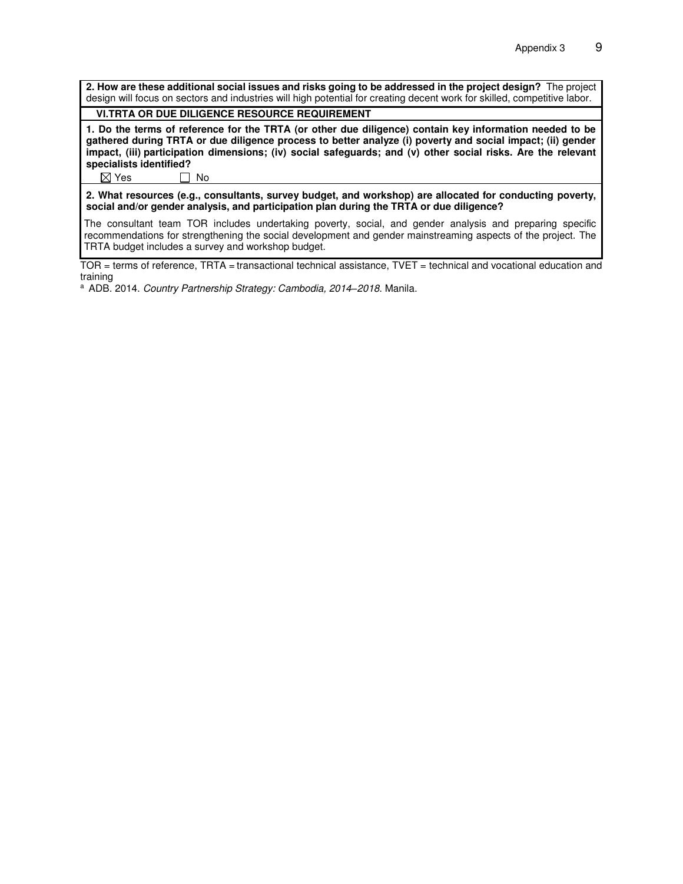**2. How are these additional social issues and risks going to be addressed in the project design?** The project design will focus on sectors and industries will high potential for creating decent work for skilled, competitive labor.

**VI. TRTA OR DUE DILIGENCE RESOURCE REQUIREMENT**

**1. Do the terms of reference for the TRTA (or other due diligence) contain key information needed to be gathered during TRTA or due diligence process to better analyze (i) poverty and social impact; (ii) gender impact, (iii) participation dimensions; (iv) social safeguards; and (v) other social risks. Are the relevant specialists identified?**

☒ Yes ☐ No

**2. What resources (e.g., consultants, survey budget, and workshop) are allocated for conducting poverty, social and/or gender analysis, and participation plan during the TRTA or due diligence?**

The consultant team TOR includes undertaking poverty, social, and gender analysis and preparing specific recommendations for strengthening the social development and gender mainstreaming aspects of the project. The TRTA budget includes a survey and workshop budget.

TOR = terms of reference, TRTA = transactional technical assistance, TVET = technical and vocational education and training

[a] ADB. 2014. *Country Partnership Strategy: Cambodia, 2014–2018*. Manila.